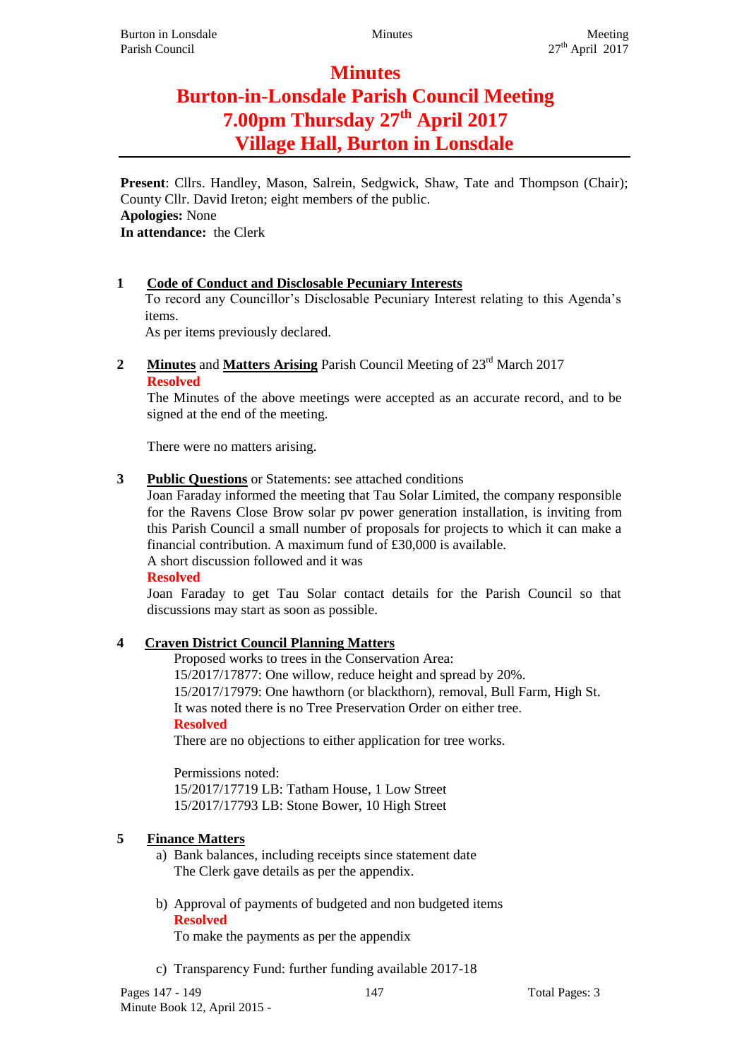# Minutes

# Burton-in-Lonsdale Parish Council Meeting

# 7.00pm Thursday 27th April 2017

# Village Hall, Burton in Lonsdale

**Present**: Cllrs. Handley, Mason, Salrein, Sedgwick, Shaw, Tate and Thompson (Chair); County Cllr. David Ireton; eight members of the public.
**Apologies:** None
**In attendance:** the Clerk

**1 Code of Conduct and Disclosable Pecuniary Interests**

To record any Councillor's Disclosable Pecuniary Interest relating to this Agenda's items.
As per items previously declared.

**2 Minutes and Matters Arising** Parish Council Meeting of 23rd March 2017

**Resolved**

The Minutes of the above meetings were accepted as an accurate record, and to be signed at the end of the meeting.

There were no matters arising.

**3 Public Questions** or Statements: see attached conditions

Joan Faraday informed the meeting that Tau Solar Limited, the company responsible for the Ravens Close Brow solar pv power generation installation, is inviting from this Parish Council a small number of proposals for projects to which it can make a financial contribution. A maximum fund of £30,000 is available.
A short discussion followed and it was

**Resolved**

Joan Faraday to get Tau Solar contact details for the Parish Council so that discussions may start as soon as possible.

**4 Craven District Council Planning Matters**

Proposed works to trees in the Conservation Area:
15/2017/17877: One willow, reduce height and spread by 20%.
15/2017/17979: One hawthorn (or blackthorn), removal, Bull Farm, High St.
It was noted there is no Tree Preservation Order on either tree.

**Resolved**

There are no objections to either application for tree works.

Permissions noted:
15/2017/17719 LB: Tatham House, 1 Low Street
15/2017/17793 LB: Stone Bower, 10 High Street

**5 Finance Matters**

a) Bank balances, including receipts since statement date
   The Clerk gave details as per the appendix.

b) Approval of payments of budgeted and non budgeted items
   **Resolved**
   To make the payments as per the appendix

c) Transparency Fund: further funding available 2017-18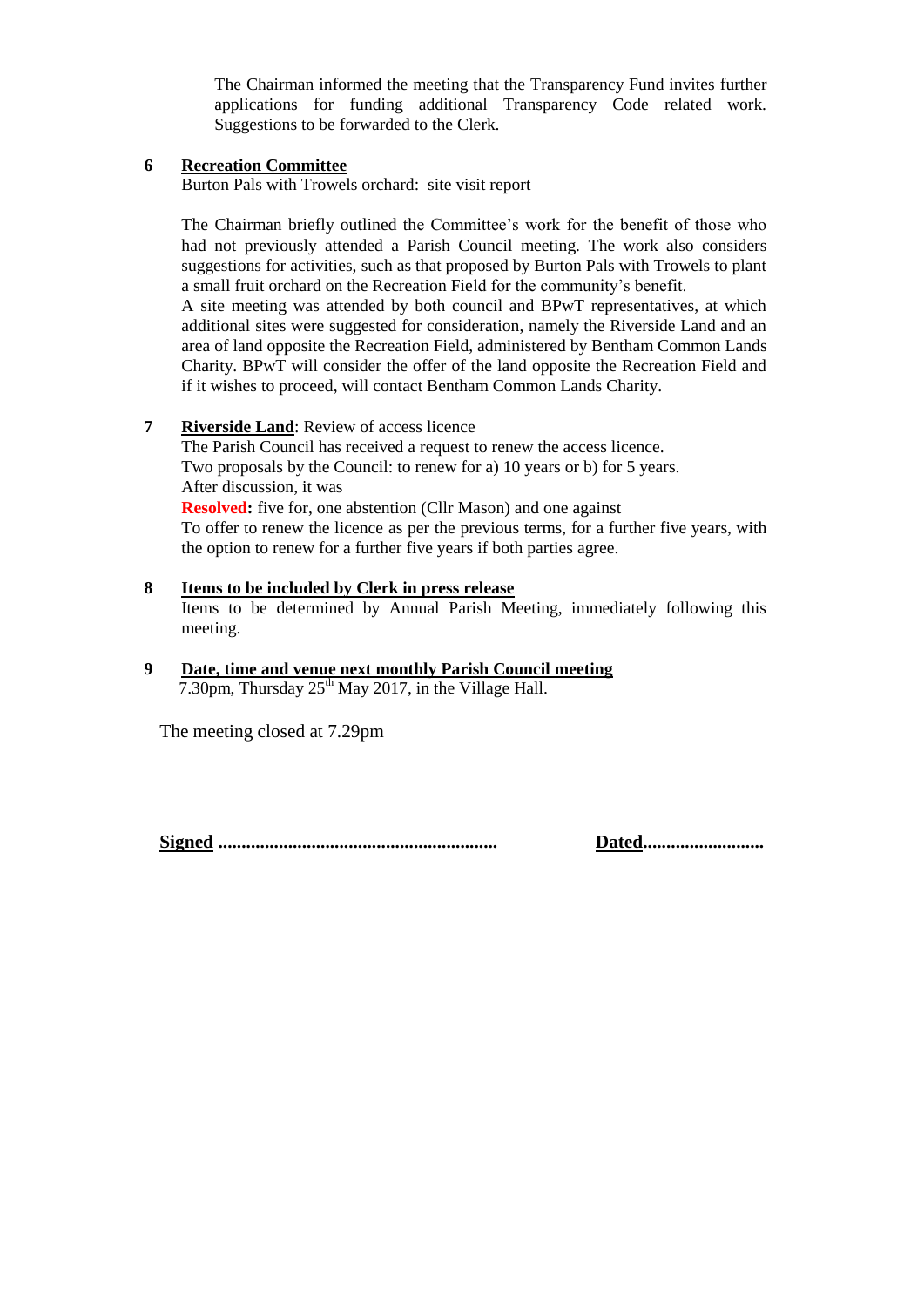The Chairman informed the meeting that the Transparency Fund invites further applications for funding additional Transparency Code related work. Suggestions to be forwarded to the Clerk.

**6 Recreation Committee**

Burton Pals with Trowels orchard: site visit report

The Chairman briefly outlined the Committee's work for the benefit of those who had not previously attended a Parish Council meeting. The work also considers suggestions for activities, such as that proposed by Burton Pals with Trowels to plant a small fruit orchard on the Recreation Field for the community's benefit.

A site meeting was attended by both council and BPwT representatives, at which additional sites were suggested for consideration, namely the Riverside Land and an area of land opposite the Recreation Field, administered by Bentham Common Lands Charity. BPwT will consider the offer of the land opposite the Recreation Field and if it wishes to proceed, will contact Bentham Common Lands Charity.

**7 Riverside Land**: Review of access licence

The Parish Council has received a request to renew the access licence.
Two proposals by the Council: to renew for a) 10 years or b) for 5 years.
After discussion, it was

**Resolved:** five for, one abstention (Cllr Mason) and one against

To offer to renew the licence as per the previous terms, for a further five years, with the option to renew for a further five years if both parties agree.

**8 Items to be included by Clerk in press release**

Items to be determined by Annual Parish Meeting, immediately following this meeting.

**9 Date, time and venue next monthly Parish Council meeting**

7.30pm, Thursday 25th May 2017, in the Village Hall.

The meeting closed at 7.29pm

**Signed** ........................................................... **Dated**.........................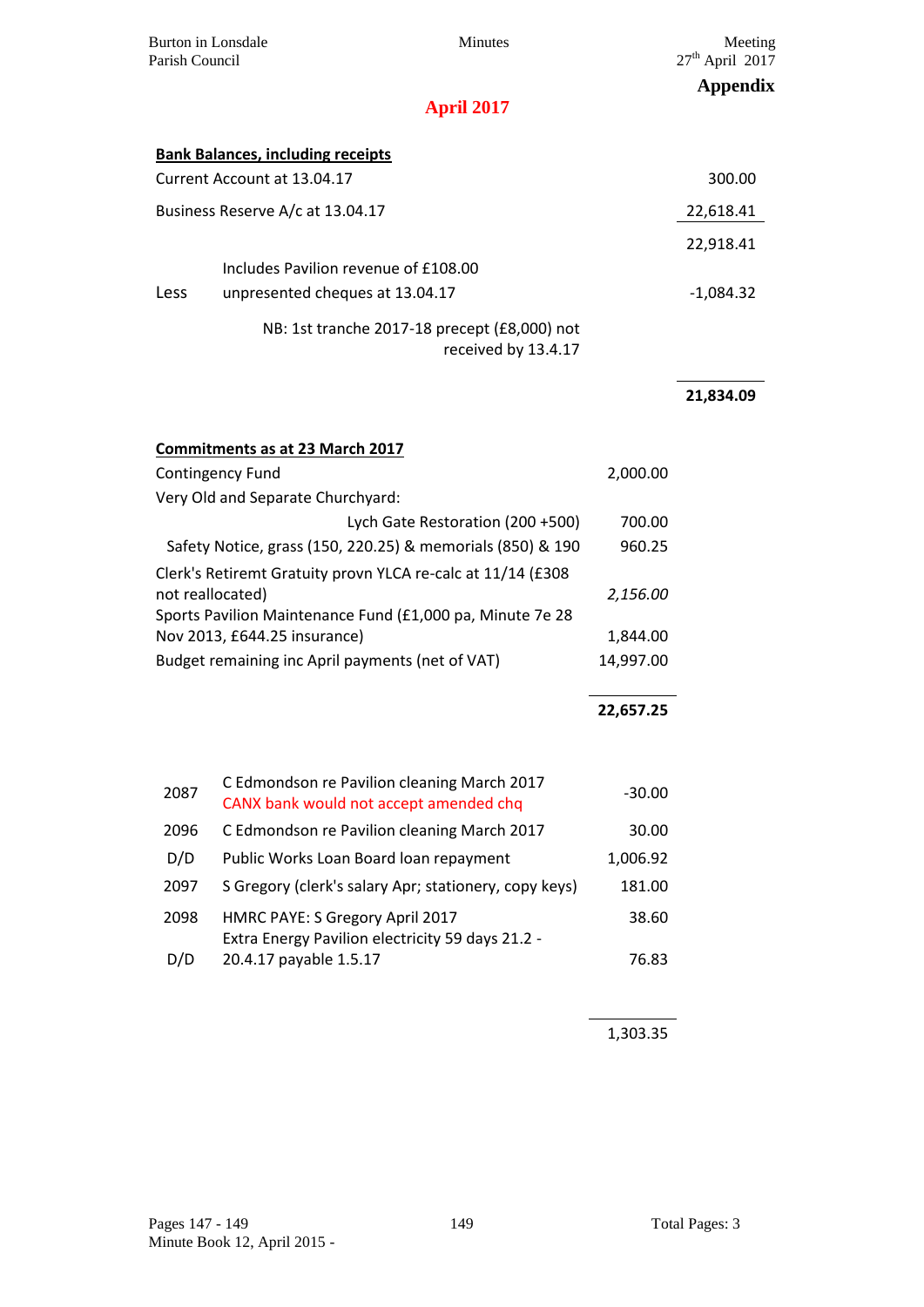**Appendix**

## April 2017

**Bank Balances, including receipts**

| | | | |
|---|---|---|---|
| Current Account at 13.04.17 | | | 300.00 |
| Business Reserve A/c at 13.04.17 | | | 22,618.41 |
| | | | 22,918.41 |
| | Includes Pavilion revenue of £108.00 | | |
| Less | unpresented cheques at 13.04.17 | | -1,084.32 |
| | NB: 1st tranche 2017-18 precept (£8,000) not received by 13.4.17 | | |
| | | | **21,834.09** |

**Commitments as at 23 March 2017**

| | |
|---|---|
| Contingency Fund | 2,000.00 |
| Very Old and Separate Churchyard: | |
| Lych Gate Restoration (200 +500) | 700.00 |
| Safety Notice, grass (150, 220.25) & memorials (850) & 190 | 960.25 |
| Clerk's Retiremt Gratuity provn YLCA re-calc at 11/14 (£308 not reallocated) | *2,156.00* |
| Sports Pavilion Maintenance Fund (£1,000 pa, Minute 7e 28 Nov 2013, £644.25 insurance) | 1,844.00 |
| Budget remaining inc April payments (net of VAT) | 14,997.00 |
| | **22,657.25** |

| | | |
|---|---|---|
| 2087 | C Edmondson re Pavilion cleaning March 2017<br>CANX bank would not accept amended chq | -30.00 |
| 2096 | C Edmondson re Pavilion cleaning March 2017 | 30.00 |
| D/D | Public Works Loan Board loan repayment | 1,006.92 |
| 2097 | S Gregory (clerk's salary Apr; stationery, copy keys) | 181.00 |
| 2098 | HMRC PAYE: S Gregory April 2017 | 38.60 |
| D/D | Extra Energy Pavilion electricity 59 days 21.2 - 20.4.17 payable 1.5.17 | 76.83 |
| | | 1,303.35 |